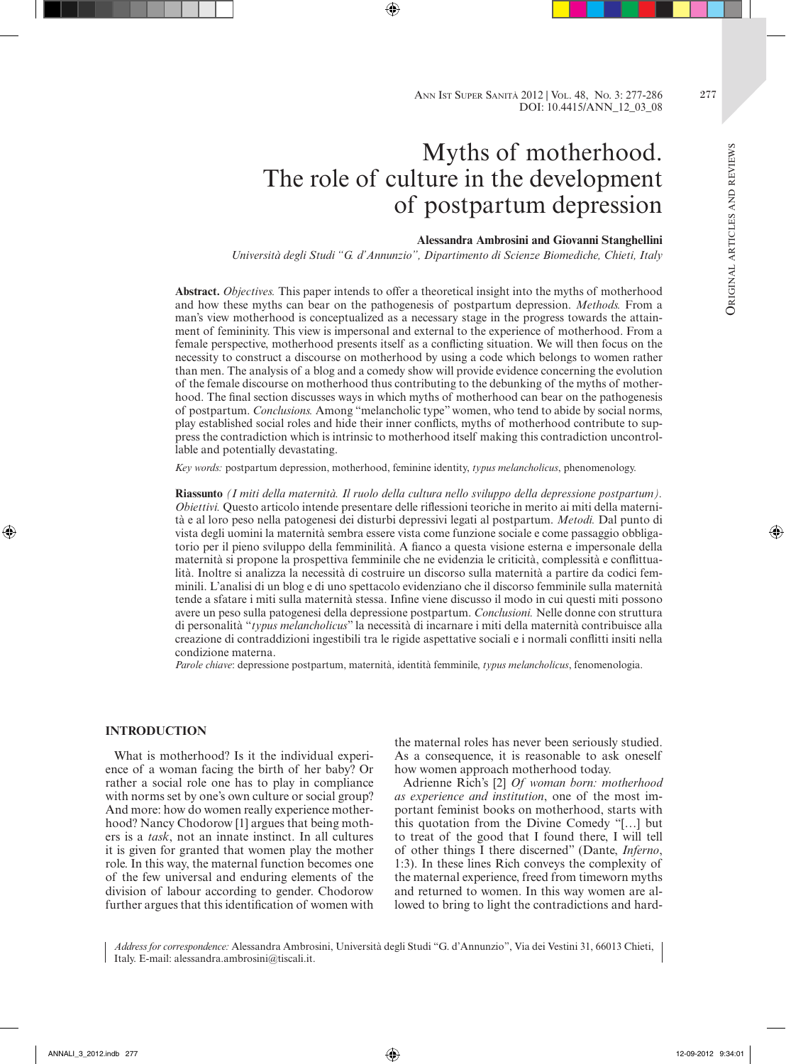# Myths of motherhood. The role of culture in the development of postpartum depression

**Alessandra Ambrosini and Giovanni Stanghellini**

*Università degli Studi "G. d'Annunzio", Dipartimento di Scienze Biomediche, Chieti, Italy*

**Abstract.** *Objectives.* This paper intends to offer a theoretical insight into the myths of motherhood and how these myths can bear on the pathogenesis of postpartum depression. *Methods.* From a man's view motherhood is conceptualized as a necessary stage in the progress towards the attainment of femininity. This view is impersonal and external to the experience of motherhood. From a female perspective, motherhood presents itself as a conflicting situation. We will then focus on the necessity to construct a discourse on motherhood by using a code which belongs to women rather than men. The analysis of a blog and a comedy show will provide evidence concerning the evolution of the female discourse on motherhood thus contributing to the debunking of the myths of motherhood. The final section discusses ways in which myths of motherhood can bear on the pathogenesis of postpartum. *Conclusions.* Among "melancholic type" women, who tend to abide by social norms, play established social roles and hide their inner conflicts, myths of motherhood contribute to suppress the contradiction which is intrinsic to motherhood itself making this contradiction uncontrollable and potentially devastating.

*Key words:* postpartum depression, motherhood, feminine identity, *typus melancholicus*, phenomenology.

**Riassunto** *(I miti della maternità. Il ruolo della cultura nello sviluppo della depressione postpartum).* *Obiettivi.* Questo articolo intende presentare delle riflessioni teoriche in merito ai miti della maternità e al loro peso nella patogenesi dei disturbi depressivi legati al postpartum. *Metodi.* Dal punto di vista degli uomini la maternità sembra essere vista come funzione sociale e come passaggio obbligatorio per il pieno sviluppo della femminilità. A fianco a questa visione esterna e impersonale della maternità si propone la prospettiva femminile che ne evidenzia le criticità, complessità e conflittualità. Inoltre si analizza la necessità di costruire un discorso sulla maternità a partire da codici femminili. L'analisi di un blog e di uno spettacolo evidenziano che il discorso femminile sulla maternità tende a sfatare i miti sulla maternità stessa. Infine viene discusso il modo in cui questi miti possono avere un peso sulla patogenesi della depressione postpartum. *Conclusioni.* Nelle donne con struttura di personalità "*typus melancholicus*" la necessità di incarnare i miti della maternità contribuisce alla creazione di contraddizioni ingestibili tra le rigide aspettative sociali e i normali conflitti insiti nella condizione materna.

*Parole chiave*: depressione postpartum, maternità, identità femminile, *typus melancholicus*, fenomenologia.

## INTRODUCTION

What is motherhood? Is it the individual experience of a woman facing the birth of her baby? Or rather a social role one has to play in compliance with norms set by one's own culture or social group? And more: how do women really experience motherhood? Nancy Chodorow [1] argues that being mothers is a *task*, not an innate instinct. In all cultures it is given for granted that women play the mother role. In this way, the maternal function becomes one of the few universal and enduring elements of the division of labour according to gender. Chodorow further argues that this identification of women with the maternal roles has never been seriously studied. As a consequence, it is reasonable to ask oneself how women approach motherhood today.

Adrienne Rich's [2] *Of woman born: motherhood as experience and institution*, one of the most important feminist books on motherhood, starts with this quotation from the Divine Comedy "[…] but to treat of the good that I found there, I will tell of other things I there discerned" (Dante, *Inferno*, 1:3). In these lines Rich conveys the complexity of the maternal experience, freed from timeworn myths and returned to women. In this way women are allowed to bring to light the contradictions and hard-

*Address for correspondence:* Alessandra Ambrosini, Università degli Studi "G. d'Annunzio", Via dei Vestini 31, 66013 Chieti, Italy. E-mail: alessandra.ambrosini@tiscali.it.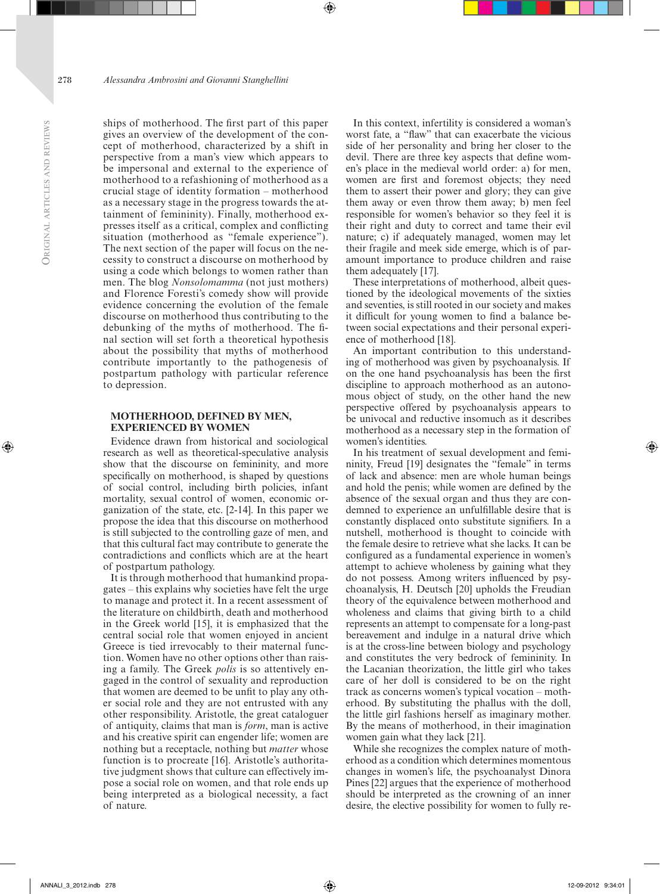ships of motherhood. The first part of this paper gives an overview of the development of the concept of motherhood, characterized by a shift in perspective from a man's view which appears to be impersonal and external to the experience of motherhood to a refashioning of motherhood as a crucial stage of identity formation – motherhood as a necessary stage in the progress towards the attainment of femininity). Finally, motherhood expresses itself as a critical, complex and conflicting situation (motherhood as "female experience"). The next section of the paper will focus on the necessity to construct a discourse on motherhood by using a code which belongs to women rather than men. The blog *Nonsolomamma* (not just mothers) and Florence Foresti's comedy show will provide evidence concerning the evolution of the female discourse on motherhood thus contributing to the debunking of the myths of motherhood. The final section will set forth a theoretical hypothesis about the possibility that myths of motherhood contribute importantly to the pathogenesis of postpartum pathology with particular reference to depression.

## MOTHERHOOD, DEFINED BY MEN, EXPERIENCED BY WOMEN

Evidence drawn from historical and sociological research as well as theoretical-speculative analysis show that the discourse on femininity, and more specifically on motherhood, is shaped by questions of social control, including birth policies, infant mortality, sexual control of women, economic organization of the state, etc. [2-14]. In this paper we propose the idea that this discourse on motherhood is still subjected to the controlling gaze of men, and that this cultural fact may contribute to generate the contradictions and conflicts which are at the heart of postpartum pathology.

It is through motherhood that humankind propagates – this explains why societies have felt the urge to manage and protect it. In a recent assessment of the literature on childbirth, death and motherhood in the Greek world [15], it is emphasized that the central social role that women enjoyed in ancient Greece is tied irrevocably to their maternal function. Women have no other options other than raising a family. The Greek *polis* is so attentively engaged in the control of sexuality and reproduction that women are deemed to be unfit to play any other social role and they are not entrusted with any other responsibility. Aristotle, the great cataloguer of antiquity, claims that man is *form*, man is active and his creative spirit can engender life; women are nothing but a receptacle, nothing but *matter* whose function is to procreate [16]. Aristotle's authoritative judgment shows that culture can effectively impose a social role on women, and that role ends up being interpreted as a biological necessity, a fact of nature.

In this context, infertility is considered a woman's worst fate, a "flaw" that can exacerbate the vicious side of her personality and bring her closer to the devil. There are three key aspects that define women's place in the medieval world order: a) for men, women are first and foremost objects; they need them to assert their power and glory; they can give them away or even throw them away; b) men feel responsible for women's behavior so they feel it is their right and duty to correct and tame their evil nature; c) if adequately managed, women may let their fragile and meek side emerge, which is of paramount importance to produce children and raise them adequately [17].

These interpretations of motherhood, albeit questioned by the ideological movements of the sixties and seventies, is still rooted in our society and makes it difficult for young women to find a balance between social expectations and their personal experience of motherhood [18].

An important contribution to this understanding of motherhood was given by psychoanalysis. If on the one hand psychoanalysis has been the first discipline to approach motherhood as an autonomous object of study, on the other hand the new perspective offered by psychoanalysis appears to be univocal and reductive insomuch as it describes motherhood as a necessary step in the formation of women's identities.

In his treatment of sexual development and femininity, Freud [19] designates the "female" in terms of lack and absence: men are whole human beings and hold the penis; while women are defined by the absence of the sexual organ and thus they are condemned to experience an unfulfillable desire that is constantly displaced onto substitute signifiers. In a nutshell, motherhood is thought to coincide with the female desire to retrieve what she lacks. It can be configured as a fundamental experience in women's attempt to achieve wholeness by gaining what they do not possess. Among writers influenced by psychoanalysis, H. Deutsch [20] upholds the Freudian theory of the equivalence between motherhood and wholeness and claims that giving birth to a child represents an attempt to compensate for a long-past bereavement and indulge in a natural drive which is at the cross-line between biology and psychology and constitutes the very bedrock of femininity. In the Lacanian theorization, the little girl who takes care of her doll is considered to be on the right track as concerns women's typical vocation – motherhood. By substituting the phallus with the doll, the little girl fashions herself as imaginary mother. By the means of motherhood, in their imagination women gain what they lack [21].

While she recognizes the complex nature of motherhood as a condition which determines momentous changes in women's life, the psychoanalyst Dinora Pines [22] argues that the experience of motherhood should be interpreted as the crowning of an inner desire, the elective possibility for women to fully re-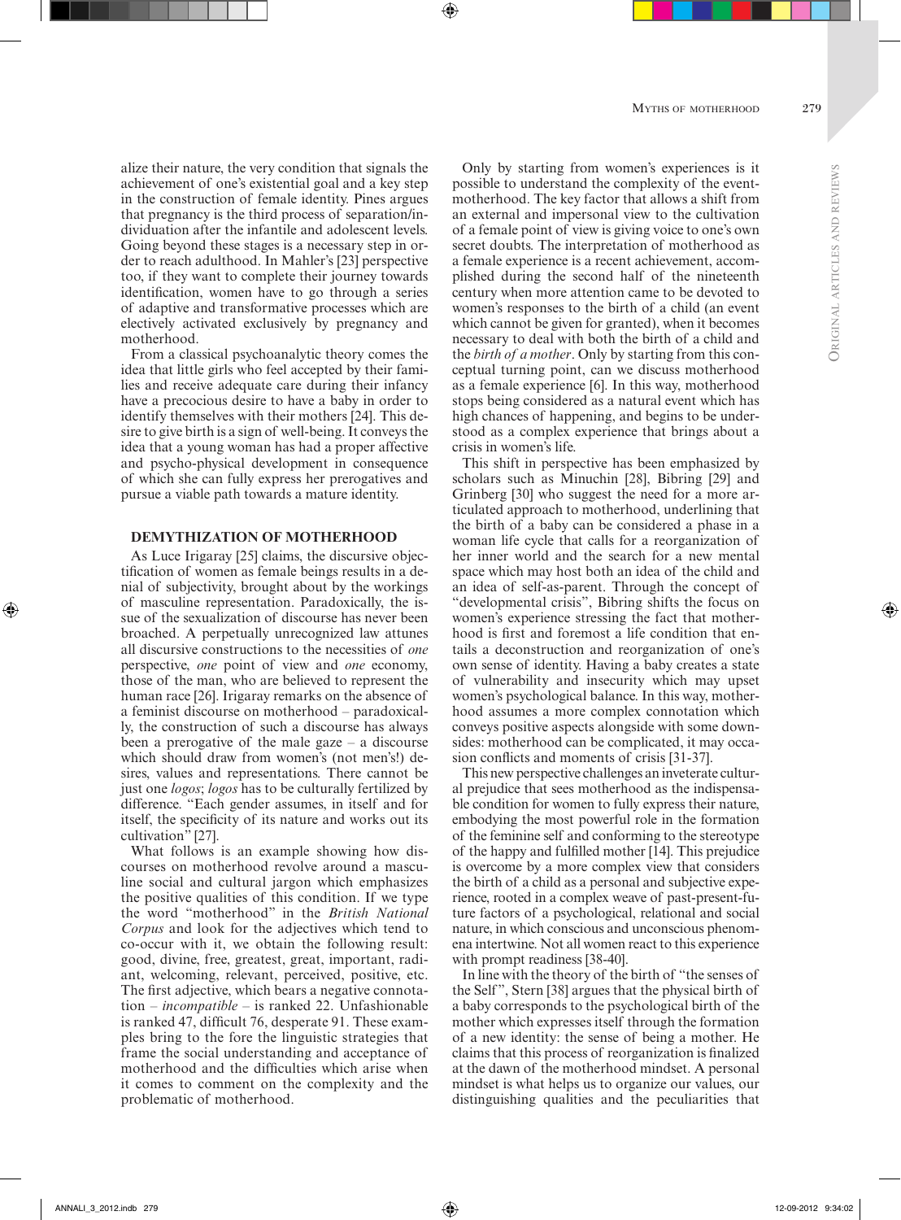alize their nature, the very condition that signals the achievement of one's existential goal and a key step in the construction of female identity. Pines argues that pregnancy is the third process of separation/individuation after the infantile and adolescent levels. Going beyond these stages is a necessary step in order to reach adulthood. In Mahler's [23] perspective too, if they want to complete their journey towards identification, women have to go through a series of adaptive and transformative processes which are electively activated exclusively by pregnancy and motherhood.

From a classical psychoanalytic theory comes the idea that little girls who feel accepted by their families and receive adequate care during their infancy have a precocious desire to have a baby in order to identify themselves with their mothers [24]. This desire to give birth is a sign of well-being. It conveys the idea that a young woman has had a proper affective and psycho-physical development in consequence of which she can fully express her prerogatives and pursue a viable path towards a mature identity.

## DEMYTHIZATION OF MOTHERHOOD

As Luce Irigaray [25] claims, the discursive objectification of women as female beings results in a denial of subjectivity, brought about by the workings of masculine representation. Paradoxically, the issue of the sexualization of discourse has never been broached. A perpetually unrecognized law attunes all discursive constructions to the necessities of *one* perspective, *one* point of view and *one* economy, those of the man, who are believed to represent the human race [26]. Irigaray remarks on the absence of a feminist discourse on motherhood – paradoxically, the construction of such a discourse has always been a prerogative of the male gaze – a discourse which should draw from women's (not men's!) desires, values and representations. There cannot be just one *logos*; *logos* has to be culturally fertilized by difference. "Each gender assumes, in itself and for itself, the specificity of its nature and works out its cultivation" [27].

What follows is an example showing how discourses on motherhood revolve around a masculine social and cultural jargon which emphasizes the positive qualities of this condition. If we type the word "motherhood" in the *British National Corpus* and look for the adjectives which tend to co-occur with it, we obtain the following result: good, divine, free, greatest, great, important, radiant, welcoming, relevant, perceived, positive, etc. The first adjective, which bears a negative connotation – *incompatible* – is ranked 22. Unfashionable is ranked 47, difficult 76, desperate 91. These examples bring to the fore the linguistic strategies that frame the social understanding and acceptance of motherhood and the difficulties which arise when it comes to comment on the complexity and the problematic of motherhood.

Only by starting from women's experiences is it possible to understand the complexity of the event-motherhood. The key factor that allows a shift from an external and impersonal view to the cultivation of a female point of view is giving voice to one's own secret doubts. The interpretation of motherhood as a female experience is a recent achievement, accomplished during the second half of the nineteenth century when more attention came to be devoted to women's responses to the birth of a child (an event which cannot be given for granted), when it becomes necessary to deal with both the birth of a child and the *birth of a mother*. Only by starting from this conceptual turning point, can we discuss motherhood as a female experience [6]. In this way, motherhood stops being considered as a natural event which has high chances of happening, and begins to be understood as a complex experience that brings about a crisis in women's life.

This shift in perspective has been emphasized by scholars such as Minuchin [28], Bibring [29] and Grinberg [30] who suggest the need for a more articulated approach to motherhood, underlining that the birth of a baby can be considered a phase in a woman life cycle that calls for a reorganization of her inner world and the search for a new mental space which may host both an idea of the child and an idea of self-as-parent. Through the concept of "developmental crisis", Bibring shifts the focus on women's experience stressing the fact that motherhood is first and foremost a life condition that entails a deconstruction and reorganization of one's own sense of identity. Having a baby creates a state of vulnerability and insecurity which may upset women's psychological balance. In this way, motherhood assumes a more complex connotation which conveys positive aspects alongside with some downsides: motherhood can be complicated, it may occasion conflicts and moments of crisis [31-37].

This new perspective challenges an inveterate cultural prejudice that sees motherhood as the indispensable condition for women to fully express their nature, embodying the most powerful role in the formation of the feminine self and conforming to the stereotype of the happy and fulfilled mother [14]. This prejudice is overcome by a more complex view that considers the birth of a child as a personal and subjective experience, rooted in a complex weave of past-present-future factors of a psychological, relational and social nature, in which conscious and unconscious phenomena intertwine. Not all women react to this experience with prompt readiness [38-40].

In line with the theory of the birth of "the senses of the Self", Stern [38] argues that the physical birth of a baby corresponds to the psychological birth of the mother which expresses itself through the formation of a new identity: the sense of being a mother. He claims that this process of reorganization is finalized at the dawn of the motherhood mindset. A personal mindset is what helps us to organize our values, our distinguishing qualities and the peculiarities that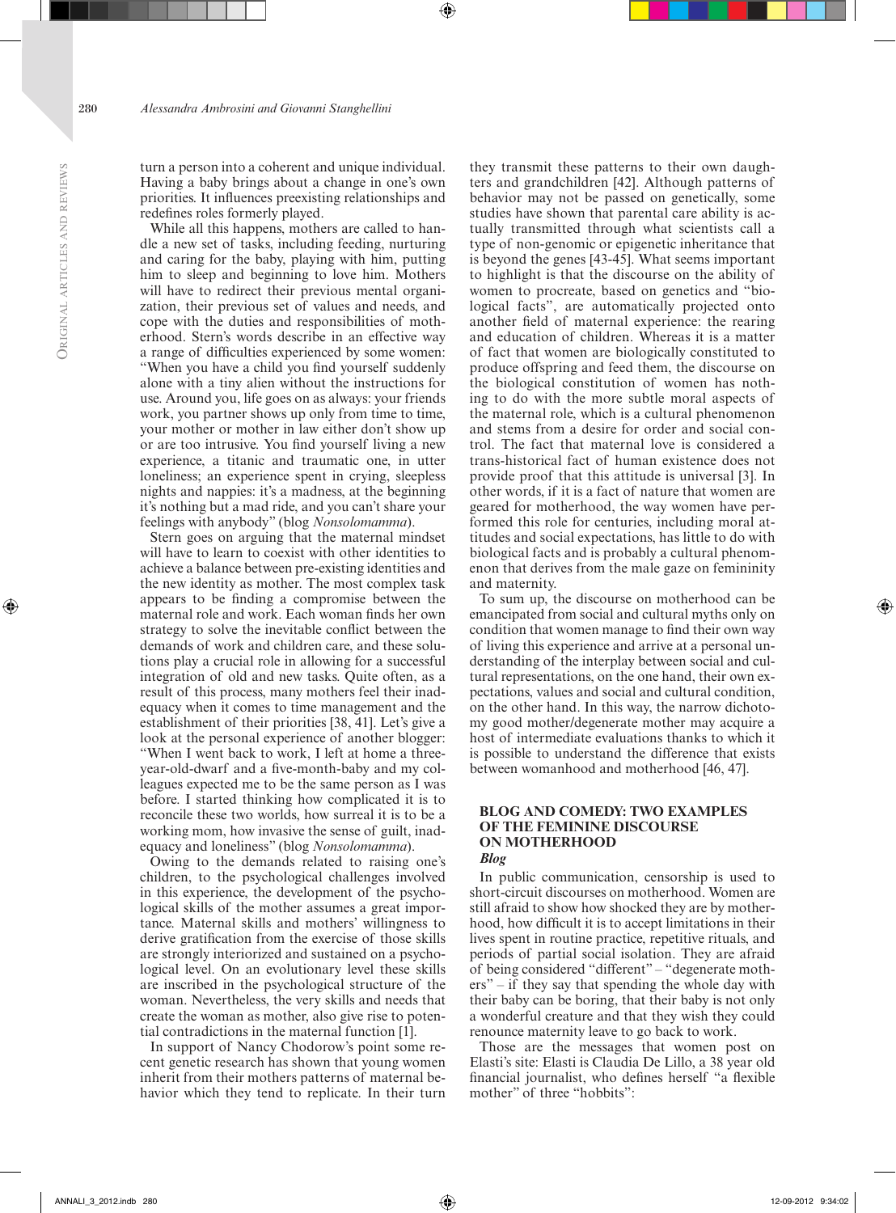turn a person into a coherent and unique individual. Having a baby brings about a change in one's own priorities. It influences preexisting relationships and redefines roles formerly played.

While all this happens, mothers are called to handle a new set of tasks, including feeding, nurturing and caring for the baby, playing with him, putting him to sleep and beginning to love him. Mothers will have to redirect their previous mental organization, their previous set of values and needs, and cope with the duties and responsibilities of motherhood. Stern's words describe in an effective way a range of difficulties experienced by some women: "When you have a child you find yourself suddenly alone with a tiny alien without the instructions for use. Around you, life goes on as always: your friends work, you partner shows up only from time to time, your mother or mother in law either don't show up or are too intrusive. You find yourself living a new experience, a titanic and traumatic one, in utter loneliness; an experience spent in crying, sleepless nights and nappies: it's a madness, at the beginning it's nothing but a mad ride, and you can't share your feelings with anybody" (blog *Nonsolomamma*).

Stern goes on arguing that the maternal mindset will have to learn to coexist with other identities to achieve a balance between pre-existing identities and the new identity as mother. The most complex task appears to be finding a compromise between the maternal role and work. Each woman finds her own strategy to solve the inevitable conflict between the demands of work and children care, and these solutions play a crucial role in allowing for a successful integration of old and new tasks. Quite often, as a result of this process, many mothers feel their inadequacy when it comes to time management and the establishment of their priorities [38, 41]. Let's give a look at the personal experience of another blogger: "When I went back to work, I left at home a three-year-old-dwarf and a five-month-baby and my colleagues expected me to be the same person as I was before. I started thinking how complicated it is to reconcile these two worlds, how surreal it is to be a working mom, how invasive the sense of guilt, inadequacy and loneliness" (blog *Nonsolomamma*).

Owing to the demands related to raising one's children, to the psychological challenges involved in this experience, the development of the psychological skills of the mother assumes a great importance. Maternal skills and mothers' willingness to derive gratification from the exercise of those skills are strongly interiorized and sustained on a psychological level. On an evolutionary level these skills are inscribed in the psychological structure of the woman. Nevertheless, the very skills and needs that create the woman as mother, also give rise to potential contradictions in the maternal function [1].

In support of Nancy Chodorow's point some recent genetic research has shown that young women inherit from their mothers patterns of maternal behavior which they tend to replicate. In their turn they transmit these patterns to their own daughters and grandchildren [42]. Although patterns of behavior may not be passed on genetically, some studies have shown that parental care ability is actually transmitted through what scientists call a type of non-genomic or epigenetic inheritance that is beyond the genes [43-45]. What seems important to highlight is that the discourse on the ability of women to procreate, based on genetics and "biological facts", are automatically projected onto another field of maternal experience: the rearing and education of children. Whereas it is a matter of fact that women are biologically constituted to produce offspring and feed them, the discourse on the biological constitution of women has nothing to do with the more subtle moral aspects of the maternal role, which is a cultural phenomenon and stems from a desire for order and social control. The fact that maternal love is considered a trans-historical fact of human existence does not provide proof that this attitude is universal [3]. In other words, if it is a fact of nature that women are geared for motherhood, the way women have performed this role for centuries, including moral attitudes and social expectations, has little to do with biological facts and is probably a cultural phenomenon that derives from the male gaze on femininity and maternity.

To sum up, the discourse on motherhood can be emancipated from social and cultural myths only on condition that women manage to find their own way of living this experience and arrive at a personal understanding of the interplay between social and cultural representations, on the one hand, their own expectations, values and social and cultural condition, on the other hand. In this way, the narrow dichotomy good mother/degenerate mother may acquire a host of intermediate evaluations thanks to which it is possible to understand the difference that exists between womanhood and motherhood [46, 47].

## BLOG AND COMEDY: TWO EXAMPLES OF THE FEMININE DISCOURSE ON MOTHERHOOD

### *Blog*

In public communication, censorship is used to short-circuit discourses on motherhood. Women are still afraid to show how shocked they are by motherhood, how difficult it is to accept limitations in their lives spent in routine practice, repetitive rituals, and periods of partial social isolation. They are afraid of being considered "different" – "degenerate mothers" – if they say that spending the whole day with their baby can be boring, that their baby is not only a wonderful creature and that they wish they could renounce maternity leave to go back to work.

Those are the messages that women post on Elasti's site: Elasti is Claudia De Lillo, a 38 year old financial journalist, who defines herself "a flexible mother" of three "hobbits":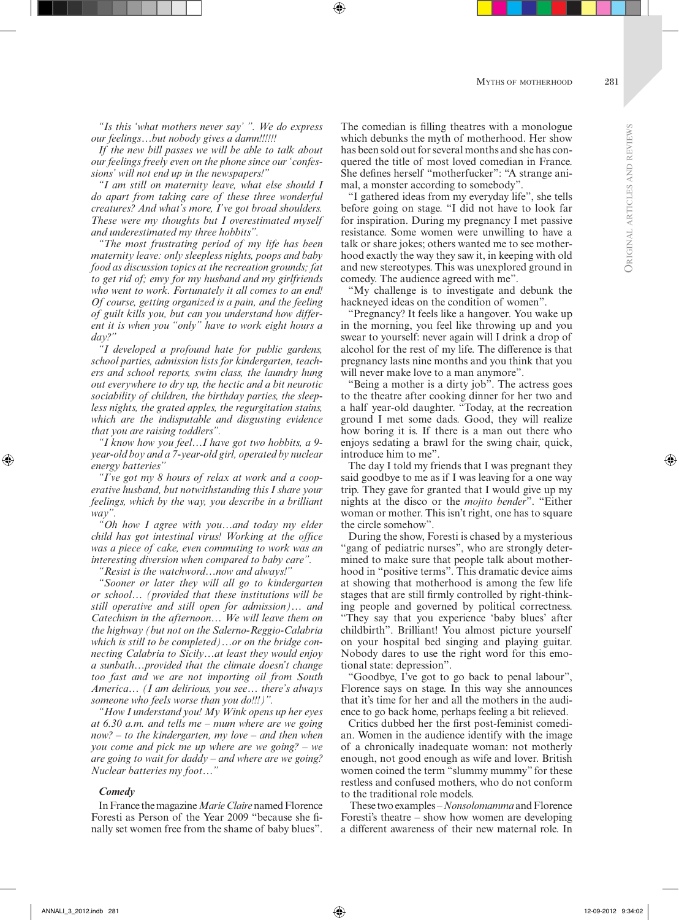*"Is this 'what mothers never say' ". We do express our feelings…but nobody gives a damn!!!!!!*

*If the new bill passes we will be able to talk about our feelings freely even on the phone since our 'confessions' will not end up in the newspapers!"*

*"I am still on maternity leave, what else should I do apart from taking care of these three wonderful creatures? And what's more, I've got broad shoulders. These were my thoughts but I overestimated myself and underestimated my three hobbits".*

*"The most frustrating period of my life has been maternity leave: only sleepless nights, poops and baby food as discussion topics at the recreation grounds; fat to get rid of; envy for my husband and my girlfriends who went to work. Fortunately it all comes to an end! Of course, getting organized is a pain, and the feeling of guilt kills you, but can you understand how different it is when you "only" have to work eight hours a day?"*

*"I developed a profound hate for public gardens, school parties, admission lists for kindergarten, teachers and school reports, swim class, the laundry hung out everywhere to dry up, the hectic and a bit neurotic sociability of children, the birthday parties, the sleepless nights, the grated apples, the regurgitation stains, which are the indisputable and disgusting evidence that you are raising toddlers".*

*"I know how you feel…I have got two hobbits, a 9-year-old boy and a 7-year-old girl, operated by nuclear energy batteries"*

*"I've got my 8 hours of relax at work and a cooperative husband, but notwithstanding this I share your feelings, which by the way, you describe in a brilliant way".*

*"Oh how I agree with you…and today my elder child has got intestinal virus! Working at the office was a piece of cake, even commuting to work was an interesting diversion when compared to baby care".*

*"Resist is the watchword…now and always!"*

*"Sooner or later they will all go to kindergarten or school… (provided that these institutions will be still operative and still open for admission)… and Catechism in the afternoon… We will leave them on the highway (but not on the Salerno-Reggio-Calabria which is still to be completed)…or on the bridge connecting Calabria to Sicily…at least they would enjoy a sunbath…provided that the climate doesn't change too fast and we are not importing oil from South America… (I am delirious, you see… there's always someone who feels worse than you do!!!)".*

*"How I understand you! My Wink opens up her eyes at 6.30 a.m. and tells me – mum where are we going now? – to the kindergarten, my love – and then when you come and pick me up where are we going? – we are going to wait for daddy – and where are we going? Nuclear batteries my foot…"*

### *Comedy*

In France the magazine *Marie Claire* named Florence Foresti as Person of the Year 2009 "because she finally set women free from the shame of baby blues". The comedian is filling theatres with a monologue which debunks the myth of motherhood. Her show has been sold out for several months and she has conquered the title of most loved comedian in France. She defines herself "motherfucker": "A strange animal, a monster according to somebody".

"I gathered ideas from my everyday life", she tells before going on stage. "I did not have to look far for inspiration. During my pregnancy I met passive resistance. Some women were unwilling to have a talk or share jokes; others wanted me to see motherhood exactly the way they saw it, in keeping with old and new stereotypes. This was unexplored ground in comedy. The audience agreed with me".

"My challenge is to investigate and debunk the hackneyed ideas on the condition of women".

"Pregnancy? It feels like a hangover. You wake up in the morning, you feel like throwing up and you swear to yourself: never again will I drink a drop of alcohol for the rest of my life. The difference is that pregnancy lasts nine months and you think that you will never make love to a man anymore".

"Being a mother is a dirty job". The actress goes to the theatre after cooking dinner for her two and a half year-old daughter. "Today, at the recreation ground I met some dads. Good, they will realize how boring it is. If there is a man out there who enjoys sedating a brawl for the swing chair, quick, introduce him to me".

The day I told my friends that I was pregnant they said goodbye to me as if I was leaving for a one way trip. They gave for granted that I would give up my nights at the disco or the *mojito bender*". "Either woman or mother. This isn't right, one has to square the circle somehow".

During the show, Foresti is chased by a mysterious "gang of pediatric nurses", who are strongly determined to make sure that people talk about motherhood in "positive terms". This dramatic device aims at showing that motherhood is among the few life stages that are still firmly controlled by right-thinking people and governed by political correctness. "They say that you experience 'baby blues' after childbirth". Brilliant! You almost picture yourself on your hospital bed singing and playing guitar. Nobody dares to use the right word for this emotional state: depression".

"Goodbye, I've got to go back to penal labour", Florence says on stage. In this way she announces that it's time for her and all the mothers in the audience to go back home, perhaps feeling a bit relieved.

Critics dubbed her the first post-feminist comedian. Women in the audience identify with the image of a chronically inadequate woman: not motherly enough, not good enough as wife and lover. British women coined the term "slummy mummy" for these restless and confused mothers, who do not conform to the traditional role models.

These two examples – *Nonsolomamma* and Florence Foresti's theatre – show how women are developing a different awareness of their new maternal role. In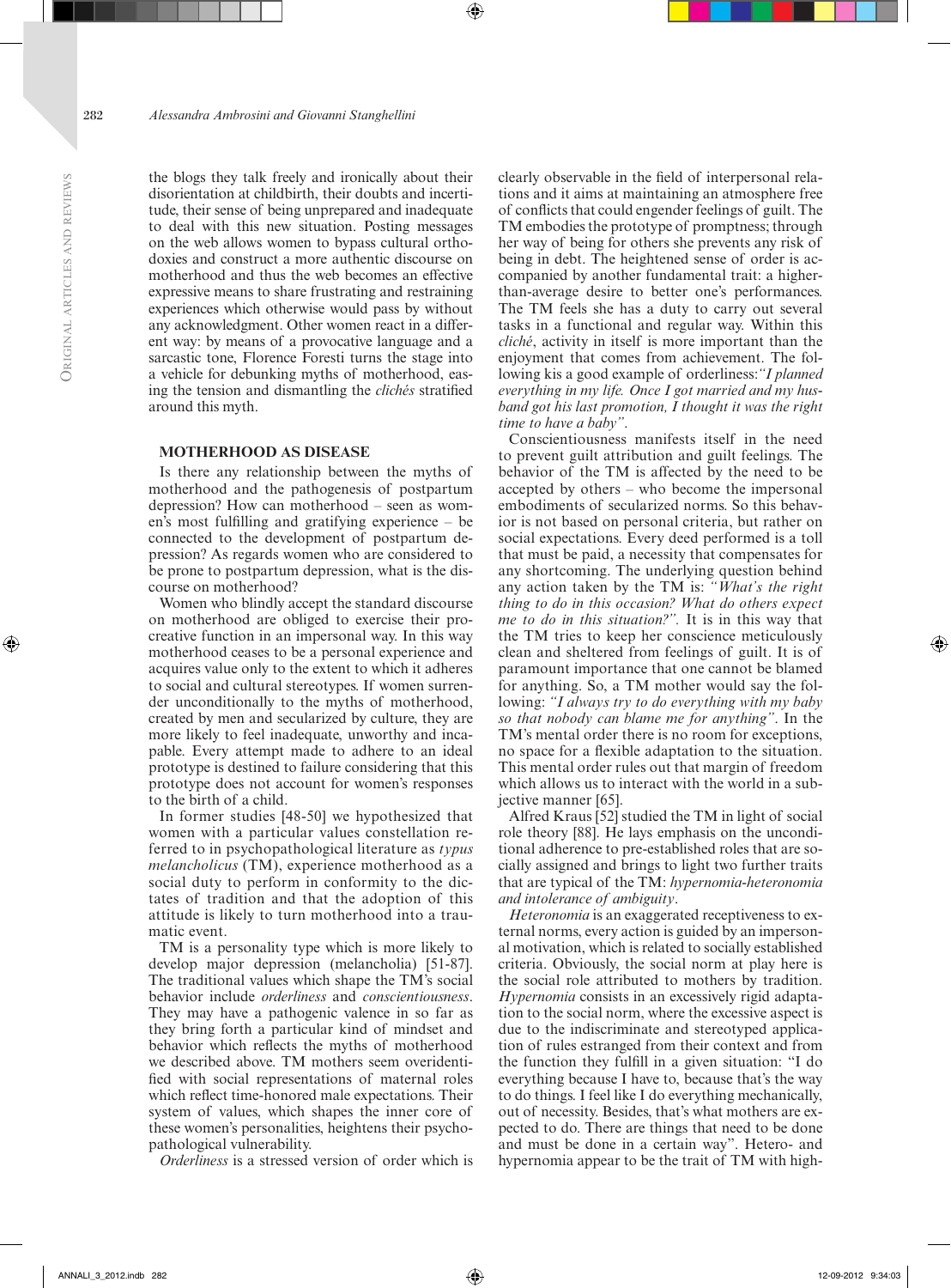the blogs they talk freely and ironically about their disorientation at childbirth, their doubts and incertitude, their sense of being unprepared and inadequate to deal with this new situation. Posting messages on the web allows women to bypass cultural orthodoxies and construct a more authentic discourse on motherhood and thus the web becomes an effective expressive means to share frustrating and restraining experiences which otherwise would pass by without any acknowledgment. Other women react in a different way: by means of a provocative language and a sarcastic tone, Florence Foresti turns the stage into a vehicle for debunking myths of motherhood, easing the tension and dismantling the *clichés* stratified around this myth.

## MOTHERHOOD AS DISEASE

Is there any relationship between the myths of motherhood and the pathogenesis of postpartum depression? How can motherhood – seen as women's most fulfilling and gratifying experience – be connected to the development of postpartum depression? As regards women who are considered to be prone to postpartum depression, what is the discourse on motherhood?

Women who blindly accept the standard discourse on motherhood are obliged to exercise their procreative function in an impersonal way. In this way motherhood ceases to be a personal experience and acquires value only to the extent to which it adheres to social and cultural stereotypes. If women surrender unconditionally to the myths of motherhood, created by men and secularized by culture, they are more likely to feel inadequate, unworthy and incapable. Every attempt made to adhere to an ideal prototype is destined to failure considering that this prototype does not account for women's responses to the birth of a child.

In former studies [48-50] we hypothesized that women with a particular values constellation referred to in psychopathological literature as *typus melancholicus* (TM), experience motherhood as a social duty to perform in conformity to the dictates of tradition and that the adoption of this attitude is likely to turn motherhood into a traumatic event.

TM is a personality type which is more likely to develop major depression (melancholia) [51-87]. The traditional values which shape the TM's social behavior include *orderliness* and *conscientiousness*. They may have a pathogenic valence in so far as they bring forth a particular kind of mindset and behavior which reflects the myths of motherhood we described above. TM mothers seem overidentified with social representations of maternal roles which reflect time-honored male expectations. Their system of values, which shapes the inner core of these women's personalities, heightens their psychopathological vulnerability.

*Orderliness* is a stressed version of order which is clearly observable in the field of interpersonal relations and it aims at maintaining an atmosphere free of conflicts that could engender feelings of guilt. The TM embodies the prototype of promptness; through her way of being for others she prevents any risk of being in debt. The heightened sense of order is accompanied by another fundamental trait: a higher-than-average desire to better one's performances. The TM feels she has a duty to carry out several tasks in a functional and regular way. Within this *cliché*, activity in itself is more important than the enjoyment that comes from achievement. The following kis a good example of orderliness:*"I planned everything in my life. Once I got married and my husband got his last promotion, I thought it was the right time to have a baby"*.

Conscientiousness manifests itself in the need to prevent guilt attribution and guilt feelings. The behavior of the TM is affected by the need to be accepted by others – who become the impersonal embodiments of secularized norms. So this behavior is not based on personal criteria, but rather on social expectations. Every deed performed is a toll that must be paid, a necessity that compensates for any shortcoming. The underlying question behind any action taken by the TM is: *"What's the right thing to do in this occasion? What do others expect me to do in this situation?"*. It is in this way that the TM tries to keep her conscience meticulously clean and sheltered from feelings of guilt. It is of paramount importance that one cannot be blamed for anything. So, a TM mother would say the following: *"I always try to do everything with my baby so that nobody can blame me for anything"*. In the TM's mental order there is no room for exceptions, no space for a flexible adaptation to the situation. This mental order rules out that margin of freedom which allows us to interact with the world in a subjective manner [65].

Alfred Kraus [52] studied the TM in light of social role theory [88]. He lays emphasis on the unconditional adherence to pre-established roles that are socially assigned and brings to light two further traits that are typical of the TM: *hypernomia-heteronomia and intolerance of ambiguity*.

*Heteronomia* is an exaggerated receptiveness to external norms, every action is guided by an impersonal motivation, which is related to socially established criteria. Obviously, the social norm at play here is the social role attributed to mothers by tradition. *Hypernomia* consists in an excessively rigid adaptation to the social norm, where the excessive aspect is due to the indiscriminate and stereotyped application of rules estranged from their context and from the function they fulfill in a given situation: "I do everything because I have to, because that's the way to do things. I feel like I do everything mechanically, out of necessity. Besides, that's what mothers are expected to do. There are things that need to be done and must be done in a certain way". Hetero- and hypernomia appear to be the trait of TM with high-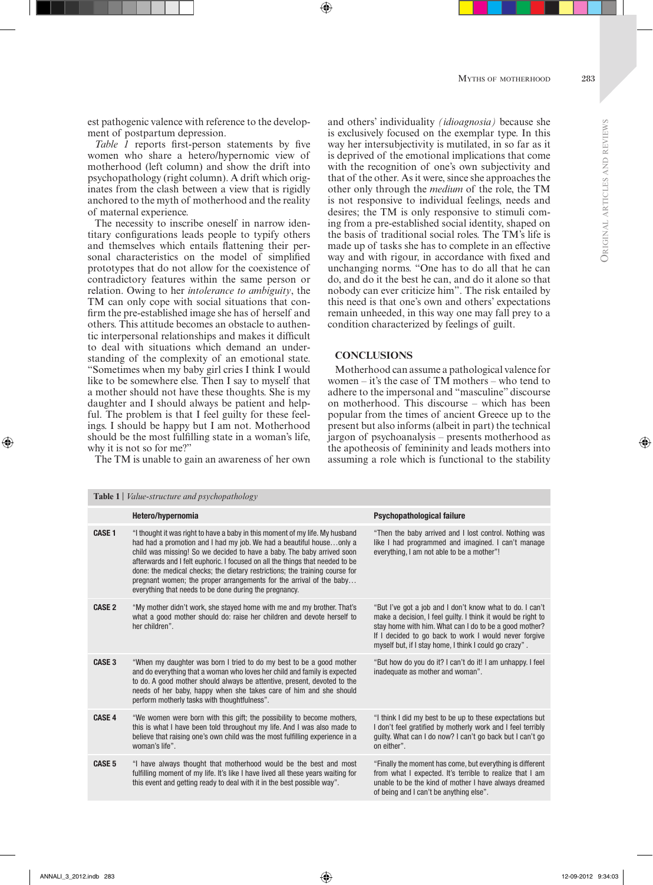est pathogenic valence with reference to the development of postpartum depression.

*Table 1* reports first-person statements by five women who share a hetero/hypernomic view of motherhood (left column) and show the drift into psychopathology (right column). A drift which originates from the clash between a view that is rigidly anchored to the myth of motherhood and the reality of maternal experience.

The necessity to inscribe oneself in narrow identitary configurations leads people to typify others and themselves which entails flattening their personal characteristics on the model of simplified prototypes that do not allow for the coexistence of contradictory features within the same person or relation. Owing to her *intolerance to ambiguity*, the TM can only cope with social situations that confirm the pre-established image she has of herself and others. This attitude becomes an obstacle to authentic interpersonal relationships and makes it difficult to deal with situations which demand an understanding of the complexity of an emotional state. "Sometimes when my baby girl cries I think I would like to be somewhere else. Then I say to myself that a mother should not have these thoughts. She is my daughter and I should always be patient and helpful. The problem is that I feel guilty for these feelings. I should be happy but I am not. Motherhood should be the most fulfilling state in a woman's life, why it is not so for me?"

The TM is unable to gain an awareness of her own and others' individuality *(idioagnosia)* because she is exclusively focused on the exemplar type. In this way her intersubjectivity is mutilated, in so far as it is deprived of the emotional implications that come with the recognition of one's own subjectivity and that of the other. As it were, since she approaches the other only through the *medium* of the role, the TM is not responsive to individual feelings, needs and desires; the TM is only responsive to stimuli coming from a pre-established social identity, shaped on the basis of traditional social roles. The TM's life is made up of tasks she has to complete in an effective way and with rigour, in accordance with fixed and unchanging norms. "One has to do all that he can do, and do it the best he can, and do it alone so that nobody can ever criticize him". The risk entailed by this need is that one's own and others' expectations remain unheeded, in this way one may fall prey to a condition characterized by feelings of guilt.

## CONCLUSIONS

Motherhood can assume a pathological valence for women – it's the case of TM mothers – who tend to adhere to the impersonal and "masculine" discourse on motherhood. This discourse – which has been popular from the times of ancient Greece up to the present but also informs (albeit in part) the technical jargon of psychoanalysis – presents motherhood as the apotheosis of femininity and leads mothers into assuming a role which is functional to the stability

**Table 1** | *Value-structure and psychopathology*

| | Hetero/hypernomia | Psychopathological failure |
|---|---|---|
| **CASE 1** | "I thought it was right to have a baby in this moment of my life. My husband had had a promotion and I had my job. We had a beautiful house…only a child was missing! So we decided to have a baby. The baby arrived soon afterwards and I felt euphoric. I focused on all the things that needed to be done: the medical checks; the dietary restrictions; the training course for pregnant women; the proper arrangements for the arrival of the baby… everything that needs to be done during the pregnancy. | "Then the baby arrived and I lost control. Nothing was like I had programmed and imagined. I can't manage everything, I am not able to be a mother"! |
| **CASE 2** | "My mother didn't work, she stayed home with me and my brother. That's what a good mother should do: raise her children and devote herself to her children". | "But I've got a job and I don't know what to do. I can't make a decision, I feel guilty. I think it would be right to stay home with him. What can I do to be a good mother? If I decided to go back to work I would never forgive myself but, if I stay home, I think I could go crazy" . |
| **CASE 3** | "When my daughter was born I tried to do my best to be a good mother and do everything that a woman who loves her child and family is expected to do. A good mother should always be attentive, present, devoted to the needs of her baby, happy when she takes care of him and she should perform motherly tasks with thoughtfulness". | "But how do you do it? I can't do it! I am unhappy. I feel inadequate as mother and woman". |
| **CASE 4** | "We women were born with this gift; the possibility to become mothers, this is what I have been told throughout my life. And I was also made to believe that raising one's own child was the most fulfilling experience in a woman's life". | "I think I did my best to be up to these expectations but I don't feel gratified by motherly work and I feel terribly guilty. What can I do now? I can't go back but I can't go on either". |
| **CASE 5** | "I have always thought that motherhood would be the best and most fulfilling moment of my life. It's like I have lived all these years waiting for this event and getting ready to deal with it in the best possible way". | "Finally the moment has come, but everything is different from what I expected. It's terrible to realize that I am unable to be the kind of mother I have always dreamed of being and I can't be anything else". |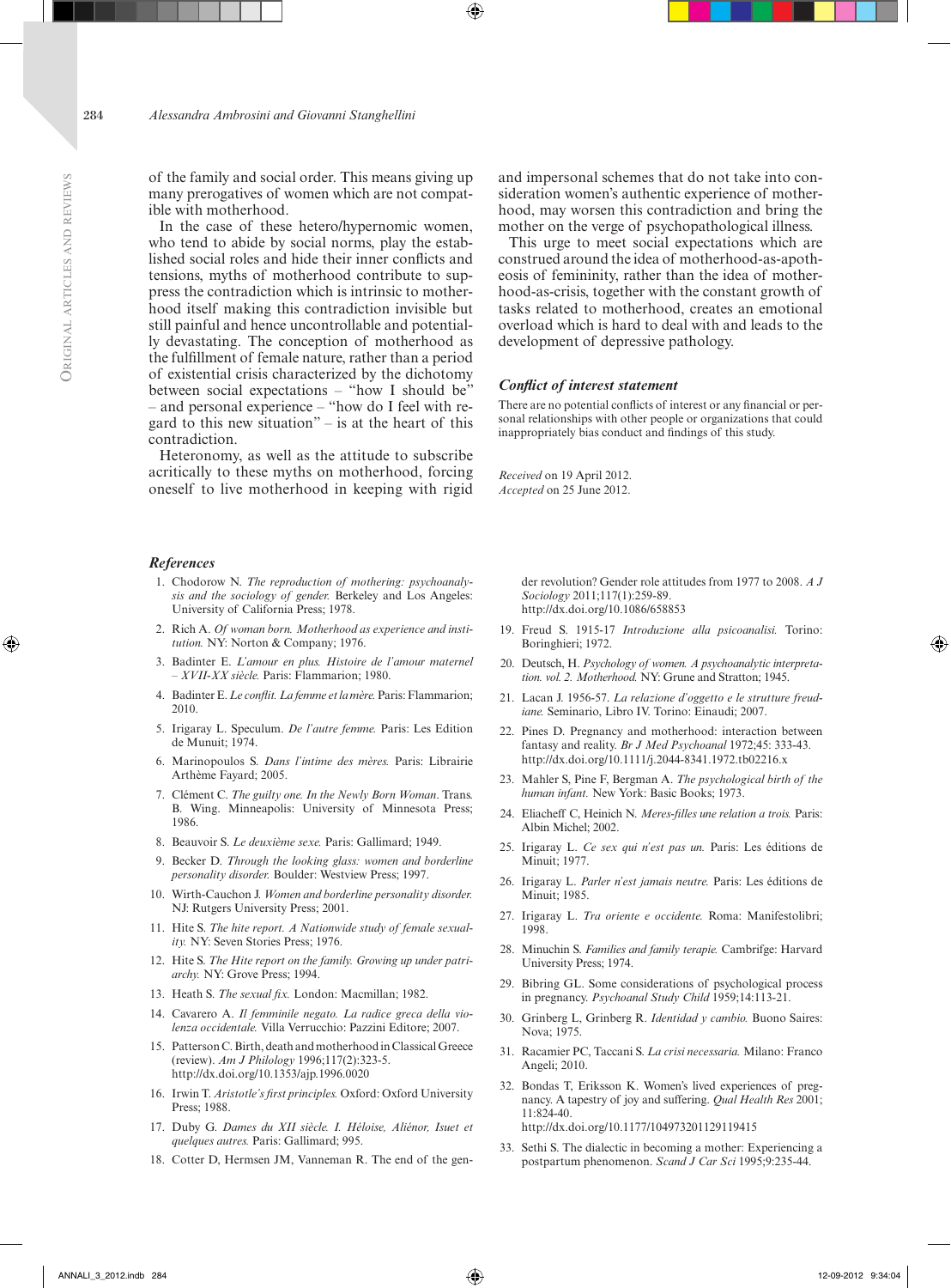of the family and social order. This means giving up many prerogatives of women which are not compatible with motherhood.

In the case of these hetero/hypernomic women, who tend to abide by social norms, play the established social roles and hide their inner conflicts and tensions, myths of motherhood contribute to suppress the contradiction which is intrinsic to motherhood itself making this contradiction invisible but still painful and hence uncontrollable and potentially devastating. The conception of motherhood as the fulfillment of female nature, rather than a period of existential crisis characterized by the dichotomy between social expectations – "how I should be" – and personal experience – "how do I feel with regard to this new situation" – is at the heart of this contradiction.

Heteronomy, as well as the attitude to subscribe acritically to these myths on motherhood, forcing oneself to live motherhood in keeping with rigid and impersonal schemes that do not take into consideration women's authentic experience of motherhood, may worsen this contradiction and bring the mother on the verge of psychopathological illness.

This urge to meet social expectations which are construed around the idea of motherhood-as-apotheosis of femininity, rather than the idea of motherhood-as-crisis, together with the constant growth of tasks related to motherhood, creates an emotional overload which is hard to deal with and leads to the development of depressive pathology.

### *Conflict of interest statement*

There are no potential conflicts of interest or any financial or personal relationships with other people or organizations that could inappropriately bias conduct and findings of this study.

*Received* on 19 April 2012.
*Accepted* on 25 June 2012.

### *References*

1. Chodorow N. *The reproduction of mothering: psychoanalysis and the sociology of gender.* Berkeley and Los Angeles: University of California Press; 1978.
2. Rich A. *Of woman born. Motherhood as experience and institution.* NY: Norton & Company; 1976.
3. Badinter E. *L'amour en plus. Histoire de l'amour maternel – XVII-XX siècle.* Paris: Flammarion; 1980.
4. Badinter E. *Le conflit. La femme et la mère.* Paris: Flammarion; 2010.
5. Irigaray L. Speculum. *De l'autre femme.* Paris: Les Edition de Munuit; 1974.
6. Marinopoulos S. *Dans l'intime des mères.* Paris: Librairie Arthème Fayard; 2005.
7. Clément C. *The guilty one. In the Newly Born Woman*. Trans. B. Wing. Minneapolis: University of Minnesota Press; 1986.
8. Beauvoir S. *Le deuxième sexe.* Paris: Gallimard; 1949.
9. Becker D. *Through the looking glass: women and borderline personality disorder.* Boulder: Westview Press; 1997.
10. Wirth-Cauchon J. *Women and borderline personality disorder.* NJ: Rutgers University Press; 2001.
11. Hite S. *The hite report. A Nationwide study of female sexuality.* NY: Seven Stories Press; 1976.
12. Hite S. *The Hite report on the family. Growing up under patriarchy.* NY: Grove Press; 1994.
13. Heath S. *The sexual fix.* London: Macmillan; 1982.
14. Cavarero A. *Il femminile negato. La radice greca della violenza occidentale.* Villa Verrucchio: Pazzini Editore; 2007.
15. Patterson C. Birth, death and motherhood in Classical Greece (review). *Am J Philology* 1996;117(2):323-5. http://dx.doi.org/10.1353/ajp.1996.0020
16. Irwin T. *Aristotle's first principles.* Oxford: Oxford University Press; 1988.
17. Duby G. *Dames du XII siècle. I. Héloise, Aliénor, Isuet et quelques autres.* Paris: Gallimard; 995.
18. Cotter D, Hermsen JM, Vanneman R. The end of the gender revolution? Gender role attitudes from 1977 to 2008. *A J Sociology* 2011;117(1):259-89. http://dx.doi.org/10.1086/658853
19. Freud S. 1915-17 *Introduzione alla psicoanalisi.* Torino: Boringhieri; 1972.
20. Deutsch, H. *Psychology of women. A psychoanalytic interpretation. vol. 2. Motherhood.* NY: Grune and Stratton; 1945.
21. Lacan J. 1956-57. *La relazione d'oggetto e le strutture freudiane.* Seminario, Libro IV. Torino: Einaudi; 2007.
22. Pines D. Pregnancy and motherhood: interaction between fantasy and reality. *Br J Med Psychoanal* 1972;45: 333-43. http://dx.doi.org/10.1111/j.2044-8341.1972.tb02216.x
23. Mahler S, Pine F, Bergman A. *The psychological birth of the human infant.* New York: Basic Books; 1973.
24. Eliacheff C, Heinich N. *Meres-filles une relation a trois.* Paris: Albin Michel; 2002.
25. Irigaray L. *Ce sex qui n'est pas un.* Paris: Les éditions de Minuit; 1977.
26. Irigaray L. *Parler n'est jamais neutre.* Paris: Les éditions de Minuit; 1985.
27. Irigaray L. *Tra oriente e occidente.* Roma: Manifestolibri; 1998.
28. Minuchin S. *Families and family terapie.* Cambrifge: Harvard University Press; 1974.
29. Bibring GL. Some considerations of psychological process in pregnancy. *Psychoanal Study Child* 1959;14:113-21.
30. Grinberg L, Grinberg R. *Identidad y cambio.* Buono Saires: Nova; 1975.
31. Racamier PC, Taccani S. *La crisi necessaria.* Milano: Franco Angeli; 2010.
32. Bondas T, Eriksson K. Women's lived experiences of pregnancy. A tapestry of joy and suffering. *Qual Health Res* 2001; 11:824-40. http://dx.doi.org/10.1177/104973201129119415
33. Sethi S. The dialectic in becoming a mother: Experiencing a postpartum phenomenon. *Scand J Car Sci* 1995;9:235-44.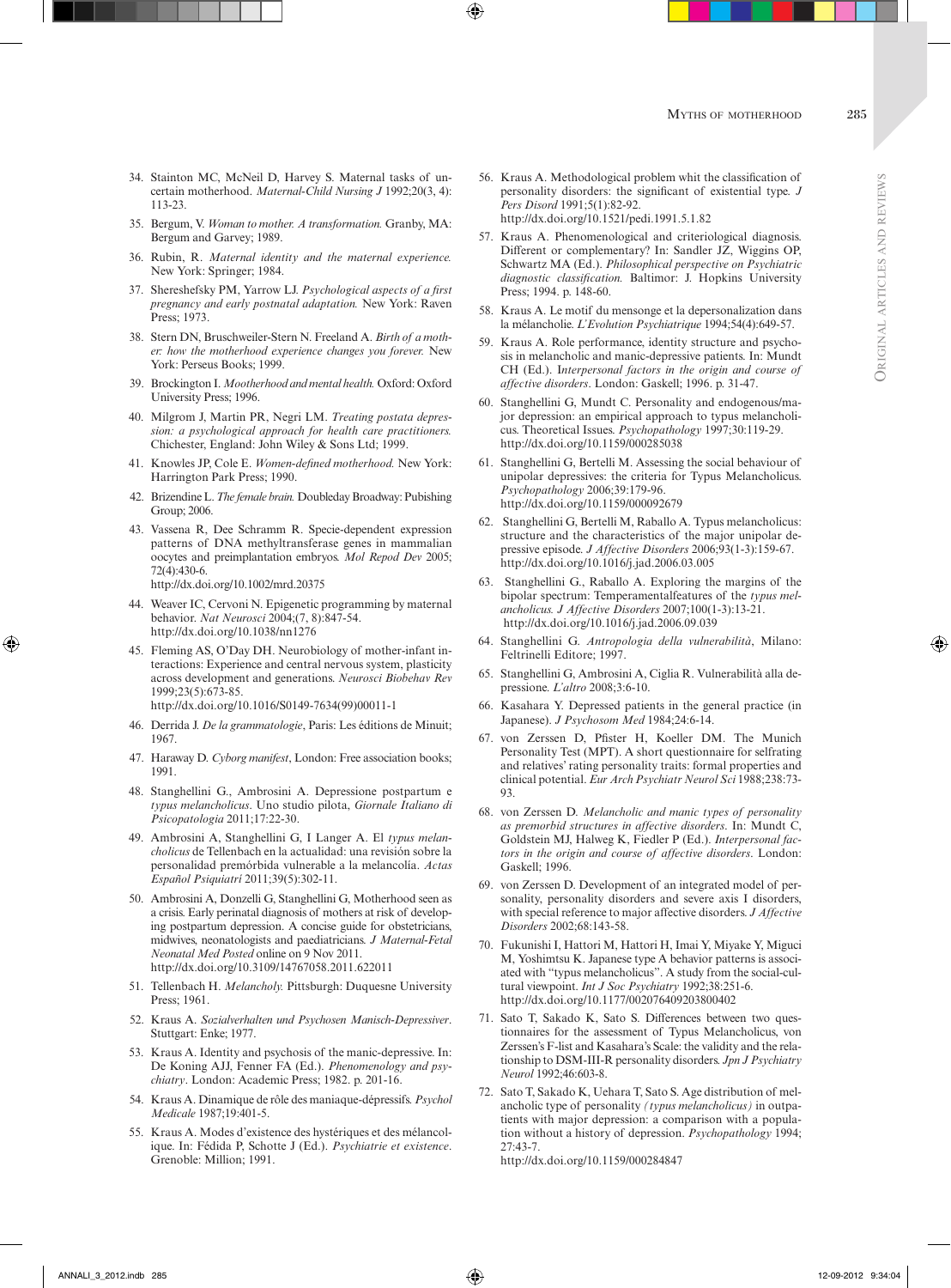34. Stainton MC, McNeil D, Harvey S. Maternal tasks of uncertain motherhood. *Maternal-Child Nursing J* 1992;20(3, 4): 113-23.

35. Bergum, V. *Woman to mother. A transformation.* Granby, MA: Bergum and Garvey; 1989.

36. Rubin, R. *Maternal identity and the maternal experience.* New York: Springer; 1984.

37. Shereshefsky PM, Yarrow LJ. *Psychological aspects of a first pregnancy and early postnatal adaptation.* New York: Raven Press; 1973.

38. Stern DN, Bruschweiler-Stern N. Freeland A. *Birth of a mother: how the motherhood experience changes you forever.* New York: Perseus Books; 1999.

39. Brockington I. *Mootherhood and mental health.* Oxford: Oxford University Press; 1996.

40. Milgrom J, Martin PR, Negri LM. *Treating postata depression: a psychological approach for health care practitioners.* Chichester, England: John Wiley & Sons Ltd; 1999.

41. Knowles JP, Cole E. *Women-defined motherhood.* New York: Harrington Park Press; 1990.

42. Brizendine L. *The female brain.* Doubleday Broadway: Pubishing Group; 2006.

43. Vassena R, Dee Schramm R. Specie-dependent expression patterns of DNA methyltransferase genes in mammalian oocytes and preimplantation embryos. *Mol Repod Dev* 2005; 72(4):430-6.
http://dx.doi.org/10.1002/mrd.20375

44. Weaver IC, Cervoni N. Epigenetic programming by maternal behavior. *Nat Neurosci* 2004;(7, 8):847-54.
http://dx.doi.org/10.1038/nn1276

45. Fleming AS, O'Day DH. Neurobiology of mother-infant interactions: Experience and central nervous system, plasticity across development and generations. *Neurosci Biobehav Rev* 1999;23(5):673-85.
http://dx.doi.org/10.1016/S0149-7634(99)00011-1

46. Derrida J. *De la grammatologie*, Paris: Les éditions de Minuit; 1967.

47. Haraway D. *Cyborg manifest*, London: Free association books; 1991.

48. Stanghellini G., Ambrosini A. Depressione postpartum e *typus melancholicus*. Uno studio pilota, *Giornale Italiano di Psicopatologia* 2011;17:22-30.

49. Ambrosini A, Stanghellini G, I Langer A. El *typus melancholicus* de Tellenbach en la actualidad: una revisión sobre la personalidad premórbida vulnerable a la melancolía. *Actas Español Psiquiatri* 2011;39(5):302-11.

50. Ambrosini A, Donzelli G, Stanghellini G, Motherhood seen as a crisis. Early perinatal diagnosis of mothers at risk of developing postpartum depression. A concise guide for obstetricians, midwives, neonatologists and paediatricians. *J Maternal-Fetal Neonatal Med Posted* online on 9 Nov 2011.
http://dx.doi.org/10.3109/14767058.2011.622011

51. Tellenbach H. *Melancholy.* Pittsburgh: Duquesne University Press; 1961.

52. Kraus A. *Sozialverhalten und Psychosen Manisch-Depressiver*. Stuttgart: Enke; 1977.

53. Kraus A. Identity and psychosis of the manic-depressive. In: De Koning AJJ, Fenner FA (Ed.). *Phenomenology and psychiatry*. London: Academic Press; 1982. p. 201-16.

54. Kraus A. Dinamique de rôle des maniaque-dépressifs. *Psychol Medicale* 1987;19:401-5.

55. Kraus A. Modes d'existence des hystériques et des mélancolique. In: Fédida P, Schotte J (Ed.). *Psychiatrie et existence*. Grenoble: Million; 1991.

56. Kraus A. Methodological problem whit the classification of personality disorders: the significant of existential type. *J Pers Disord* 1991;5(1):82-92.
http://dx.doi.org/10.1521/pedi.1991.5.1.82

57. Kraus A. Phenomenological and criteriological diagnosis. Different or complementary? In: Sandler JZ, Wiggins OP, Schwartz MA (Ed.). *Philosophical perspective on Psychiatric diagnostic classification.* Baltimor: J. Hopkins University Press; 1994. p. 148-60.

58. Kraus A. Le motif du mensonge et la depersonalization dans la mélancholie. *L'Evolution Psychiatrique* 1994;54(4):649-57.

59. Kraus A. Role performance, identity structure and psychosis in melancholic and manic-depressive patients. In: Mundt CH (Ed.). I*nterpersonal factors in the origin and course of affective disorders*. London: Gaskell; 1996. p. 31-47.

60. Stanghellini G, Mundt C. Personality and endogenous/major depression: an empirical approach to typus melancholicus. Theoretical Issues. *Psychopathology* 1997;30:119-29.
http://dx.doi.org/10.1159/000285038

61. Stanghellini G, Bertelli M. Assessing the social behaviour of unipolar depressives: the criteria for Typus Melancholicus. *Psychopathology* 2006;39:179-96.
http://dx.doi.org/10.1159/000092679

62. Stanghellini G, Bertelli M, Raballo A. Typus melancholicus: structure and the characteristics of the major unipolar depressive episode. *J Affective Disorders* 2006;93(1-3):159-67.
http://dx.doi.org/10.1016/j.jad.2006.03.005

63. Stanghellini G., Raballo A. Exploring the margins of the bipolar spectrum: Temperamentalfeatures of the *typus melancholicus. J Affective Disorders* 2007;100(1-3):13-21.
http://dx.doi.org/10.1016/j.jad.2006.09.039

64. Stanghellini G. *Antropologia della vulnerabilità*, Milano: Feltrinelli Editore; 1997.

65. Stanghellini G, Ambrosini A, Ciglia R. Vulnerabilità alla depressione. *L'altro* 2008;3:6-10.

66. Kasahara Y. Depressed patients in the general practice (in Japanese). *J Psychosom Med* 1984;24:6-14.

67. von Zerssen D, Pfister H, Koeller DM. The Munich Personality Test (MPT). A short questionnaire for selfrating and relatives' rating personality traits: formal properties and clinical potential. *Eur Arch Psychiatr Neurol Sci* 1988;238:73-93.

68. von Zerssen D. *Melancholic and manic types of personality as premorbid structures in affective disorders*. In: Mundt C, Goldstein MJ, Halweg K, Fiedler P (Ed.). *Interpersonal factors in the origin and course of affective disorders*. London: Gaskell; 1996.

69. von Zerssen D. Development of an integrated model of personality, personality disorders and severe axis I disorders, with special reference to major affective disorders. *J Affective Disorders* 2002;68:143-58.

70. Fukunishi I, Hattori M, Hattori H, Imai Y, Miyake Y, Miguci M, Yoshimtsu K. Japanese type A behavior patterns is associated with "typus melancholicus". A study from the social-cultural viewpoint. *Int J Soc Psychiatry* 1992;38:251-6.
http://dx.doi.org/10.1177/002076409203800402

71. Sato T, Sakado K, Sato S. Differences between two questionnaires for the assessment of Typus Melancholicus, von Zerssen's F-list and Kasahara's Scale: the validity and the relationship to DSM-III-R personality disorders. *Jpn J Psychiatry Neurol* 1992;46:603-8.

72. Sato T, Sakado K, Uehara T, Sato S. Age distribution of melancholic type of personality *(typus melancholicus)* in outpatients with major depression: a comparison with a population without a history of depression. *Psychopathology* 1994; 27:43-7.
http://dx.doi.org/10.1159/000284847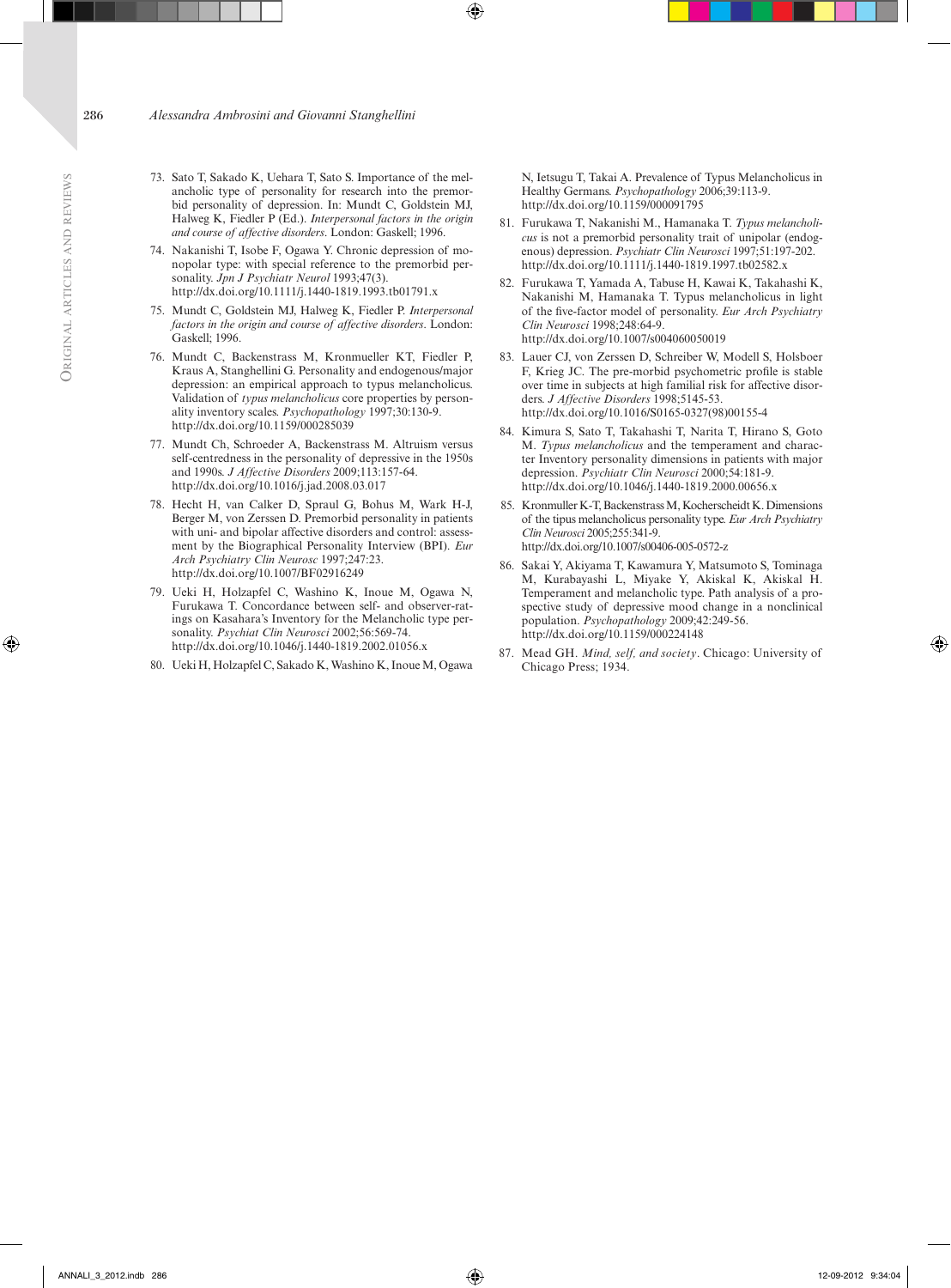73. Sato T, Sakado K, Uehara T, Sato S. Importance of the melancholic type of personality for research into the premorbid personality of depression. In: Mundt C, Goldstein MJ, Halweg K, Fiedler P (Ed.). *Interpersonal factors in the origin and course of affective disorders*. London: Gaskell; 1996.
74. Nakanishi T, Isobe F, Ogawa Y. Chronic depression of monopolar type: with special reference to the premorbid personality. *Jpn J Psychiatr Neurol* 1993;47(3). http://dx.doi.org/10.1111/j.1440-1819.1993.tb01791.x
75. Mundt C, Goldstein MJ, Halweg K, Fiedler P. *Interpersonal factors in the origin and course of affective disorders*. London: Gaskell; 1996.
76. Mundt C, Backenstrass M, Kronmueller KT, Fiedler P, Kraus A, Stanghellini G. Personality and endogenous/major depression: an empirical approach to typus melancholicus. Validation of *typus melancholicus* core properties by personality inventory scales. *Psychopathology* 1997;30:130-9. http://dx.doi.org/10.1159/000285039
77. Mundt Ch, Schroeder A, Backenstrass M. Altruism versus self-centredness in the personality of depressive in the 1950s and 1990s. *J Affective Disorders* 2009;113:157-64. http://dx.doi.org/10.1016/j.jad.2008.03.017
78. Hecht H, van Calker D, Spraul G, Bohus M, Wark H-J, Berger M, von Zerssen D. Premorbid personality in patients with uni- and bipolar affective disorders and control: assessment by the Biographical Personality Interview (BPI). *Eur Arch Psychiatry Clin Neurosc* 1997;247:23. http://dx.doi.org/10.1007/BF02916249
79. Ueki H, Holzapfel C, Washino K, Inoue M, Ogawa N, Furukawa T. Concordance between self- and observer-ratings on Kasahara's Inventory for the Melancholic type personality. *Psychiat Clin Neurosci* 2002;56:569-74. http://dx.doi.org/10.1046/j.1440-1819.2002.01056.x
80. Ueki H, Holzapfel C, Sakado K, Washino K, Inoue M, Ogawa N, Ietsugu T, Takai A. Prevalence of Typus Melancholicus in Healthy Germans. *Psychopathology* 2006;39:113-9. http://dx.doi.org/10.1159/000091795
81. Furukawa T, Nakanishi M., Hamanaka T. *Typus melancholicus* is not a premorbid personality trait of unipolar (endogenous) depression. *Psychiatr Clin Neurosci* 1997;51:197-202. http://dx.doi.org/10.1111/j.1440-1819.1997.tb02582.x
82. Furukawa T, Yamada A, Tabuse H, Kawai K, Takahashi K, Nakanishi M, Hamanaka T. Typus melancholicus in light of the five-factor model of personality. *Eur Arch Psychiatry Clin Neurosci* 1998;248:64-9. http://dx.doi.org/10.1007/s004060050019
83. Lauer CJ, von Zerssen D, Schreiber W, Modell S, Holsboer F, Krieg JC. The pre-morbid psychometric profile is stable over time in subjects at high familial risk for affective disorders. *J Affective Disorders* 1998;5145-53. http://dx.doi.org/10.1016/S0165-0327(98)00155-4
84. Kimura S, Sato T, Takahashi T, Narita T, Hirano S, Goto M. *Typus melancholicus* and the temperament and character Inventory personality dimensions in patients with major depression. *Psychiatr Clin Neurosci* 2000;54:181-9. http://dx.doi.org/10.1046/j.1440-1819.2000.00656.x
85. Kronmuller K-T, Backenstrass M, Kocherscheidt K. Dimensions of the tipus melancholicus personality type. *Eur Arch Psychiatry Clin Neurosci* 2005;255:341-9. http://dx.doi.org/10.1007/s00406-005-0572-z
86. Sakai Y, Akiyama T, Kawamura Y, Matsumoto S, Tominaga M, Kurabayashi L, Miyake Y, Akiskal K, Akiskal H. Temperament and melancholic type. Path analysis of a prospective study of depressive mood change in a nonclinical population. *Psychopathology* 2009;42:249-56. http://dx.doi.org/10.1159/000224148
87. Mead GH. *Mind, self, and society*. Chicago: University of Chicago Press; 1934.